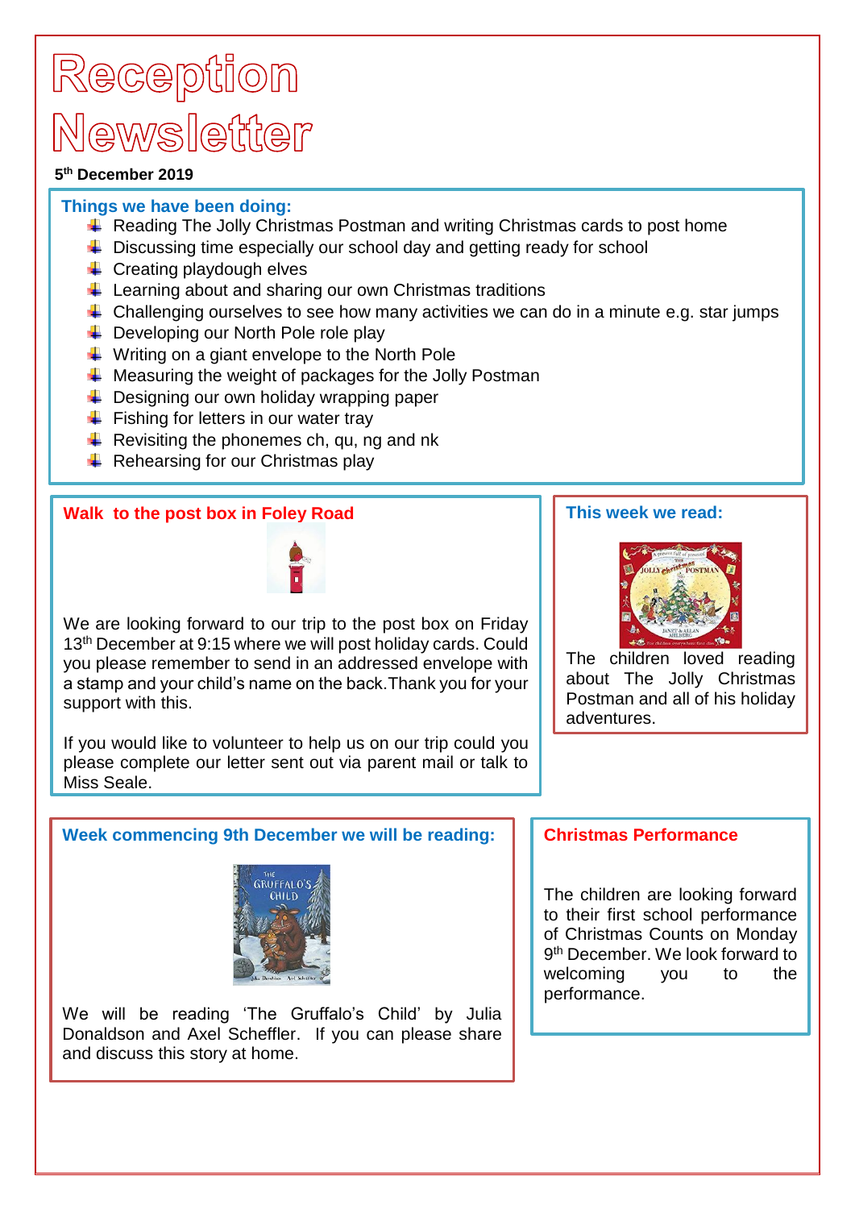# Reception Newsletter

**5th December 2019**

## Things we have been doing:

- Reading The Jolly Christmas Postman and writing Christmas cards to post home
- Discussing time especially our school day and getting ready for school
- Creating playdough elves
- Learning about and sharing our own Christmas traditions
- Challenging ourselves to see how many activities we can do in a minute e.g. star jumps
- Developing our North Pole role play
- Writing on a giant envelope to the North Pole
- Measuring the weight of packages for the Jolly Postman
- Designing our own holiday wrapping paper
- Fishing for letters in our water tray
- Revisiting the phonemes ch, qu, ng and nk
- Rehearsing for our Christmas play

## Walk to the post box in Foley Road

We are looking forward to our trip to the post box on Friday 13th December at 9:15 where we will post holiday cards. Could you please remember to send in an addressed envelope with a stamp and your child's name on the back. Thank you for your support with this.

If you would like to volunteer to help us on our trip could you please complete our letter sent out via parent mail or talk to Miss Seale.

## This week we read:

The children loved reading about The Jolly Christmas Postman and all of his holiday adventures.

## Week commencing 9th December we will be reading:

We will be reading 'The Gruffalo's Child' by Julia Donaldson and Axel Scheffler. If you can please share and discuss this story at home.

## Christmas Performance

The children are looking forward to their first school performance of Christmas Counts on Monday 9th December. We look forward to welcoming you to the performance.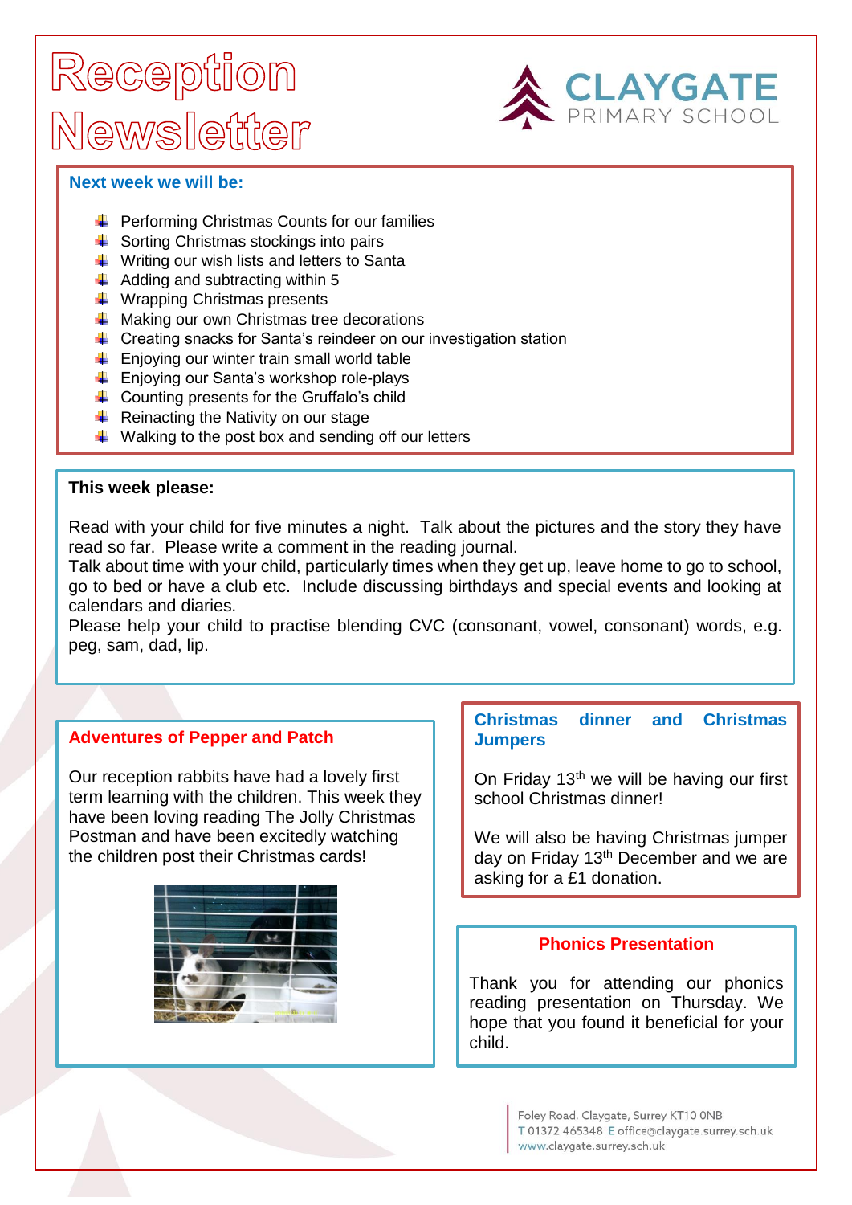# Reception Newsletter

CLAYGATE PRIMARY SCHOOL

## Next week we will be:

- Performing Christmas Counts for our families
- Sorting Christmas stockings into pairs
- Writing our wish lists and letters to Santa
- Adding and subtracting within 5
- Wrapping Christmas presents
- Making our own Christmas tree decorations
- Creating snacks for Santa's reindeer on our investigation station
- Enjoying our winter train small world table
- Enjoying our Santa's workshop role-plays
- Counting presents for the Gruffalo's child
- Reinacting the Nativity on our stage
- Walking to the post box and sending off our letters

## This week please:

Read with your child for five minutes a night. Talk about the pictures and the story they have read so far. Please write a comment in the reading journal.

Talk about time with your child, particularly times when they get up, leave home to go to school, go to bed or have a club etc. Include discussing birthdays and special events and looking at calendars and diaries.

Please help your child to practise blending CVC (consonant, vowel, consonant) words, e.g. peg, sam, dad, lip.

## Adventures of Pepper and Patch

Our reception rabbits have had a lovely first term learning with the children. This week they have been loving reading The Jolly Christmas Postman and have been excitedly watching the children post their Christmas cards!

## Christmas dinner and Christmas Jumpers

On Friday 13th we will be having our first school Christmas dinner!

We will also be having Christmas jumper day on Friday 13th December and we are asking for a £1 donation.

## Phonics Presentation

Thank you for attending our phonics reading presentation on Thursday. We hope that you found it beneficial for your child.

Foley Road, Claygate, Surrey KT10 0NB
T 01372 465348 E office@claygate.surrey.sch.uk
www.claygate.surrey.sch.uk